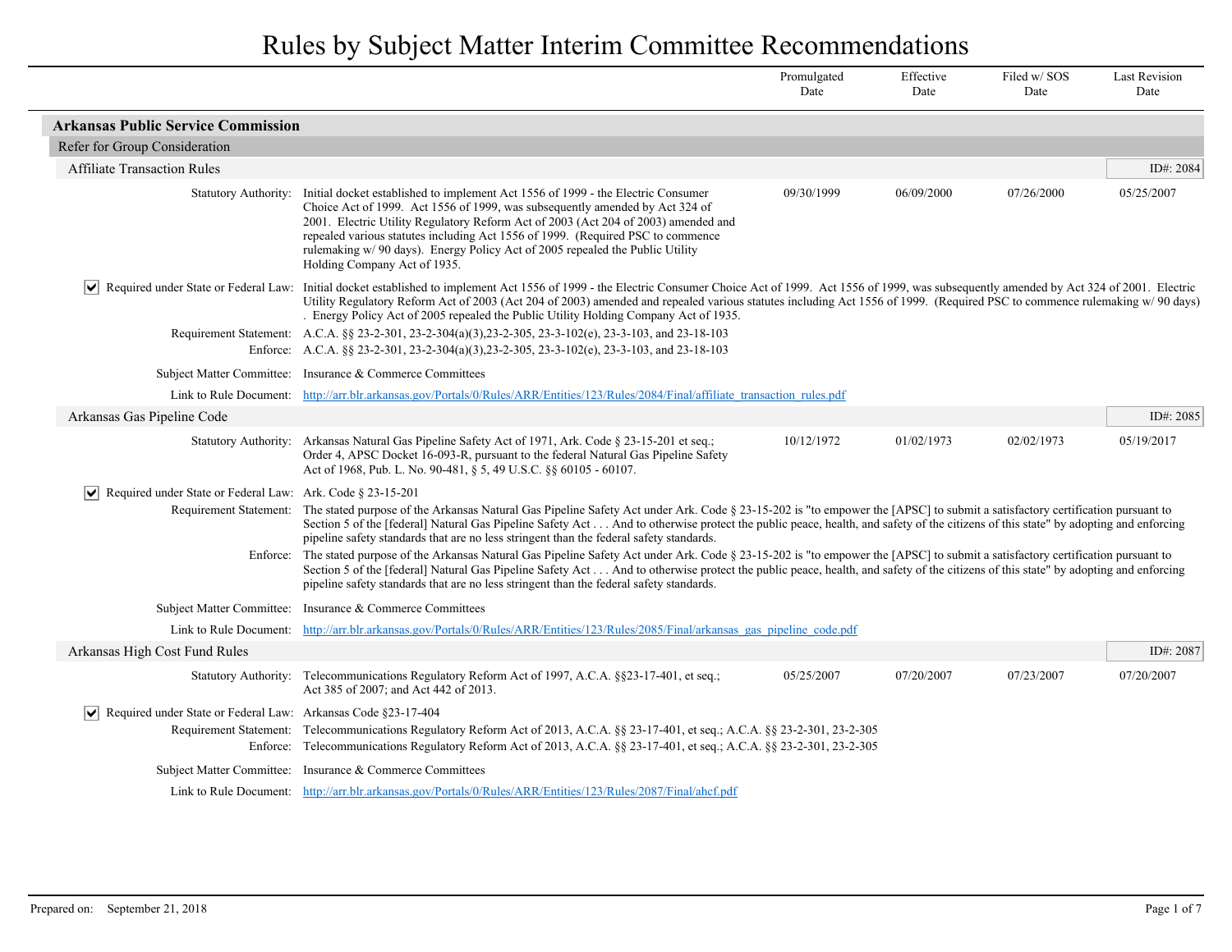# Rules by Subject Matter Interim Committee Recommendations

| | Promulgated Date | Effective Date | Filed w/ SOS Date | Last Revision Date |
|---|---|---|---|---|

## Arkansas Public Service Commission

### Refer for Group Consideration

#### Affiliate Transaction Rules

ID#: 2084

| | Promulgated Date | Effective Date | Filed w/ SOS Date | Last Revision Date |
|---|---|---|---|---|
| **Statutory Authority:** Initial docket established to implement Act 1556 of 1999 - the Electric Consumer Choice Act of 1999. Act 1556 of 1999, was subsequently amended by Act 324 of 2001. Electric Utility Regulatory Reform Act of 2003 (Act 204 of 2003) amended and repealed various statutes including Act 1556 of 1999. (Required PSC to commence rulemaking w/ 90 days). Energy Policy Act of 2005 repealed the Public Utility Holding Company Act of 1935. | 09/30/1999 | 06/09/2000 | 07/26/2000 | 05/25/2007 |

☑ **Required under State or Federal Law:** Initial docket established to implement Act 1556 of 1999 - the Electric Consumer Choice Act of 1999. Act 1556 of 1999, was subsequently amended by Act 324 of 2001. Electric Utility Regulatory Reform Act of 2003 (Act 204 of 2003) amended and repealed various statutes including Act 1556 of 1999. (Required PSC to commence rulemaking w/ 90 days) . Energy Policy Act of 2005 repealed the Public Utility Holding Company Act of 1935.

**Requirement Statement:** A.C.A. §§ 23-2-301, 23-2-304(a)(3),23-2-305, 23-3-102(e), 23-3-103, and 23-18-103

**Enforce:** A.C.A. §§ 23-2-301, 23-2-304(a)(3),23-2-305, 23-3-102(e), 23-3-103, and 23-18-103

**Subject Matter Committee:** Insurance & Commerce Committees

**Link to Rule Document:** http://arr.blr.arkansas.gov/Portals/0/Rules/ARR/Entities/123/Rules/2084/Final/affiliate_transaction_rules.pdf

#### Arkansas Gas Pipeline Code

ID#: 2085

| | Promulgated Date | Effective Date | Filed w/ SOS Date | Last Revision Date |
|---|---|---|---|---|
| **Statutory Authority:** Arkansas Natural Gas Pipeline Safety Act of 1971, Ark. Code § 23-15-201 et seq.; Order 4, APSC Docket 16-093-R, pursuant to the federal Natural Gas Pipeline Safety Act of 1968, Pub. L. No. 90-481, § 5, 49 U.S.C. §§ 60105 - 60107. | 10/12/1972 | 01/02/1973 | 02/02/1973 | 05/19/2017 |

☑ **Required under State or Federal Law:** Ark. Code § 23-15-201

**Requirement Statement:** The stated purpose of the Arkansas Natural Gas Pipeline Safety Act under Ark. Code § 23-15-202 is "to empower the [APSC] to submit a satisfactory certification pursuant to Section 5 of the [federal] Natural Gas Pipeline Safety Act . . . And to otherwise protect the public peace, health, and safety of the citizens of this state" by adopting and enforcing pipeline safety standards that are no less stringent than the federal safety standards.

**Enforce:** The stated purpose of the Arkansas Natural Gas Pipeline Safety Act under Ark. Code § 23-15-202 is "to empower the [APSC] to submit a satisfactory certification pursuant to Section 5 of the [federal] Natural Gas Pipeline Safety Act . . . And to otherwise protect the public peace, health, and safety of the citizens of this state" by adopting and enforcing pipeline safety standards that are no less stringent than the federal safety standards.

**Subject Matter Committee:** Insurance & Commerce Committees

**Link to Rule Document:** http://arr.blr.arkansas.gov/Portals/0/Rules/ARR/Entities/123/Rules/2085/Final/arkansas_gas_pipeline_code.pdf

#### Arkansas High Cost Fund Rules

ID#: 2087

| | Promulgated Date | Effective Date | Filed w/ SOS Date | Last Revision Date |
|---|---|---|---|---|
| **Statutory Authority:** Telecommunications Regulatory Reform Act of 1997, A.C.A. §§23-17-401, et seq.; Act 385 of 2007; and Act 442 of 2013. | 05/25/2007 | 07/20/2007 | 07/23/2007 | 07/20/2007 |

☑ **Required under State or Federal Law:** Arkansas Code §23-17-404

**Requirement Statement:** Telecommunications Regulatory Reform Act of 2013, A.C.A. §§ 23-17-401, et seq.; A.C.A. §§ 23-2-301, 23-2-305

**Enforce:** Telecommunications Regulatory Reform Act of 2013, A.C.A. §§ 23-17-401, et seq.; A.C.A. §§ 23-2-301, 23-2-305

**Subject Matter Committee:** Insurance & Commerce Committees

**Link to Rule Document:** http://arr.blr.arkansas.gov/Portals/0/Rules/ARR/Entities/123/Rules/2087/Final/ahcf.pdf

Prepared on: September 21, 2018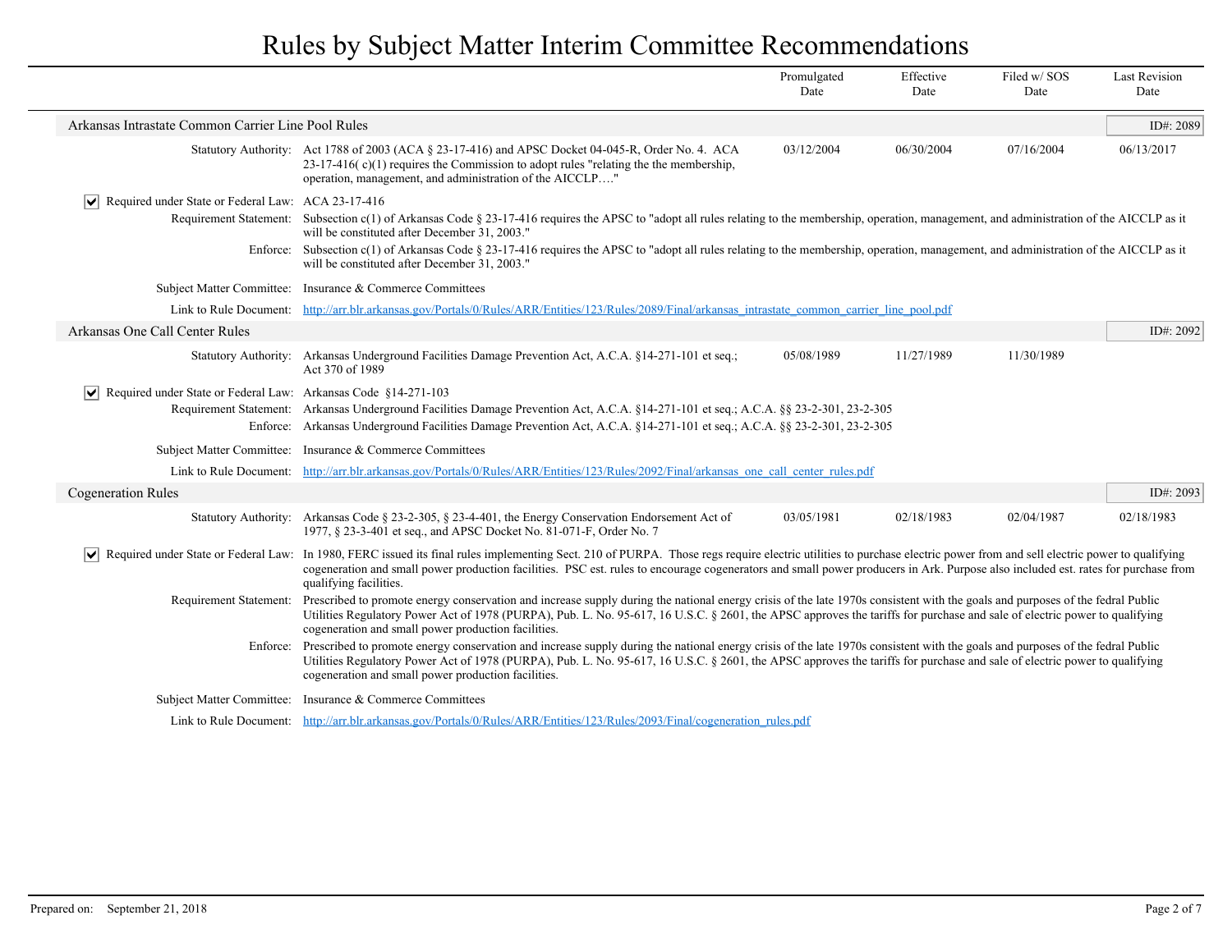# Rules by Subject Matter Interim Committee Recommendations

| | Promulgated Date | Effective Date | Filed w/ SOS Date | Last Revision Date |
|---|---|---|---|---|

## Arkansas Intrastate Common Carrier Line Pool Rules

ID#: 2089

| | | Promulgated Date | Effective Date | Filed w/ SOS Date | Last Revision Date |
|---|---|---|---|---|---|
| Statutory Authority: | Act 1788 of 2003 (ACA § 23-17-416) and APSC Docket 04-045-R, Order No. 4. ACA 23-17-416( c)(1) requires the Commission to adopt rules "relating the the membership, operation, management, and administration of the AICCLP…." | 03/12/2004 | 06/30/2004 | 07/16/2004 | 06/13/2017 |

☑ **Required under State or Federal Law:** ACA 23-17-416

**Requirement Statement:** Subsection c(1) of Arkansas Code § 23-17-416 requires the APSC to "adopt all rules relating to the membership, operation, management, and administration of the AICCLP as it will be constituted after December 31, 2003."

**Enforce:** Subsection c(1) of Arkansas Code § 23-17-416 requires the APSC to "adopt all rules relating to the membership, operation, management, and administration of the AICCLP as it will be constituted after December 31, 2003."

**Subject Matter Committee:** Insurance & Commerce Committees

**Link to Rule Document:** http://arr.blr.arkansas.gov/Portals/0/Rules/ARR/Entities/123/Rules/2089/Final/arkansas_intrastate_common_carrier_line_pool.pdf

## Arkansas One Call Center Rules

ID#: 2092

| | | Promulgated Date | Effective Date | Filed w/ SOS Date | Last Revision Date |
|---|---|---|---|---|---|
| Statutory Authority: | Arkansas Underground Facilities Damage Prevention Act, A.C.A. §14-271-101 et seq.; Act 370 of 1989 | 05/08/1989 | 11/27/1989 | 11/30/1989 | |

☑ **Required under State or Federal Law:** Arkansas Code §14-271-103

**Requirement Statement:** Arkansas Underground Facilities Damage Prevention Act, A.C.A. §14-271-101 et seq.; A.C.A. §§ 23-2-301, 23-2-305

**Enforce:** Arkansas Underground Facilities Damage Prevention Act, A.C.A. §14-271-101 et seq.; A.C.A. §§ 23-2-301, 23-2-305

**Subject Matter Committee:** Insurance & Commerce Committees

**Link to Rule Document:** http://arr.blr.arkansas.gov/Portals/0/Rules/ARR/Entities/123/Rules/2092/Final/arkansas_one_call_center_rules.pdf

## Cogeneration Rules

ID#: 2093

| | | Promulgated Date | Effective Date | Filed w/ SOS Date | Last Revision Date |
|---|---|---|---|---|---|
| Statutory Authority: | Arkansas Code § 23-2-305, § 23-4-401, the Energy Conservation Endorsement Act of 1977, § 23-3-401 et seq., and APSC Docket No. 81-071-F, Order No. 7 | 03/05/1981 | 02/18/1983 | 02/04/1987 | 02/18/1983 |

☑ **Required under State or Federal Law:** In 1980, FERC issued its final rules implementing Sect. 210 of PURPA. Those regs require electric utilities to purchase electric power from and sell electric power to qualifying cogeneration and small power production facilities. PSC est. rules to encourage cogenerators and small power producers in Ark. Purpose also included est. rates for purchase from qualifying facilities.

**Requirement Statement:** Prescribed to promote energy conservation and increase supply during the national energy crisis of the late 1970s consistent with the goals and purposes of the fedral Public Utilities Regulatory Power Act of 1978 (PURPA), Pub. L. No. 95-617, 16 U.S.C. § 2601, the APSC approves the tariffs for purchase and sale of electric power to qualifying cogeneration and small power production facilities.

**Enforce:** Prescribed to promote energy conservation and increase supply during the national energy crisis of the late 1970s consistent with the goals and purposes of the fedral Public Utilities Regulatory Power Act of 1978 (PURPA), Pub. L. No. 95-617, 16 U.S.C. § 2601, the APSC approves the tariffs for purchase and sale of electric power to qualifying cogeneration and small power production facilities.

**Subject Matter Committee:** Insurance & Commerce Committees

**Link to Rule Document:** http://arr.blr.arkansas.gov/Portals/0/Rules/ARR/Entities/123/Rules/2093/Final/cogeneration_rules.pdf

Prepared on: September 21, 2018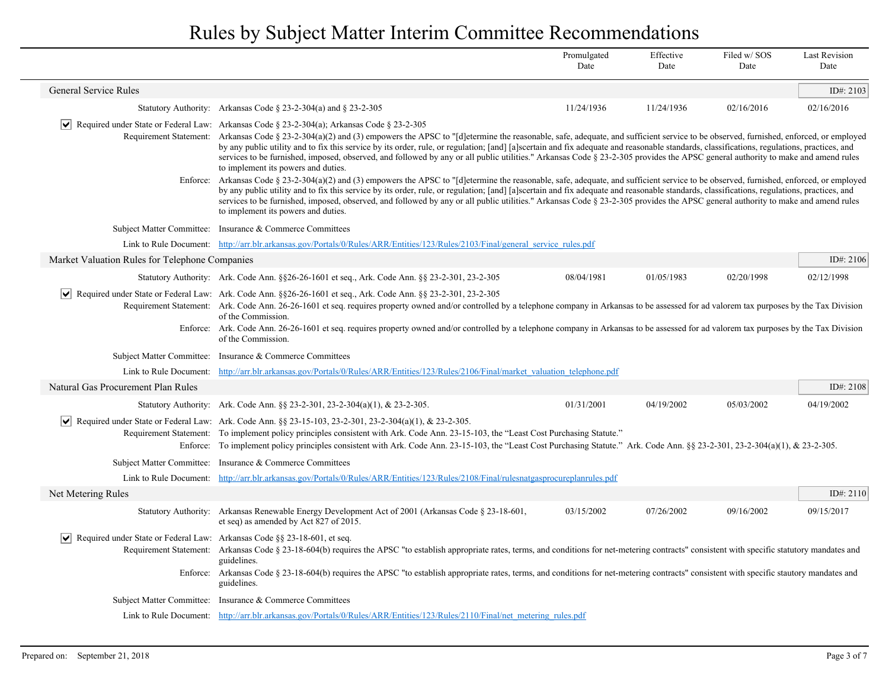# Rules by Subject Matter Interim Committee Recommendations

| | Promulgated Date | Effective Date | Filed w/ SOS Date | Last Revision Date |
|---|---|---|---|---|

## General Service Rules

ID#: 2103

| | Promulgated Date | Effective Date | Filed w/ SOS Date | Last Revision Date |
|---|---|---|---|---|
| **Statutory Authority:** Arkansas Code § 23-2-304(a) and § 23-2-305 | 11/24/1936 | 11/24/1936 | 02/16/2016 | 02/16/2016 |

☑ **Required under State or Federal Law:** Arkansas Code § 23-2-304(a); Arkansas Code § 23-2-305

**Requirement Statement:** Arkansas Code § 23-2-304(a)(2) and (3) empowers the APSC to "[d]etermine the reasonable, safe, adequate, and sufficient service to be observed, furnished, enforced, or employed by any public utility and to fix this service by its order, rule, or regulation; [and] [a]scertain and fix adequate and reasonable standards, classifications, regulations, practices, and services to be furnished, imposed, observed, and followed by any or all public utilities." Arkansas Code § 23-2-305 provides the APSC general authority to make and amend rules to implement its powers and duties.

**Enforce:** Arkansas Code § 23-2-304(a)(2) and (3) empowers the APSC to "[d]etermine the reasonable, safe, adequate, and sufficient service to be observed, furnished, enforced, or employed by any public utility and to fix this service by its order, rule, or regulation; [and] [a]scertain and fix adequate and reasonable standards, classifications, regulations, practices, and services to be furnished, imposed, observed, and followed by any or all public utilities." Arkansas Code § 23-2-305 provides the APSC general authority to make and amend rules to implement its powers and duties.

**Subject Matter Committee:** Insurance & Commerce Committees

**Link to Rule Document:** http://arr.blr.arkansas.gov/Portals/0/Rules/ARR/Entities/123/Rules/2103/Final/general_service_rules.pdf

## Market Valuation Rules for Telephone Companies

ID#: 2106

| | Promulgated Date | Effective Date | Filed w/ SOS Date | Last Revision Date |
|---|---|---|---|---|
| **Statutory Authority:** Ark. Code Ann. §§26-26-1601 et seq., Ark. Code Ann. §§ 23-2-301, 23-2-305 | 08/04/1981 | 01/05/1983 | 02/20/1998 | 02/12/1998 |

☑ **Required under State or Federal Law:** Ark. Code Ann. §§26-26-1601 et seq., Ark. Code Ann. §§ 23-2-301, 23-2-305

**Requirement Statement:** Ark. Code Ann. 26-26-1601 et seq. requires property owned and/or controlled by a telephone company in Arkansas to be assessed for ad valorem tax purposes by the Tax Division of the Commission.

**Enforce:** Ark. Code Ann. 26-26-1601 et seq. requires property owned and/or controlled by a telephone company in Arkansas to be assessed for ad valorem tax purposes by the Tax Division of the Commission.

**Subject Matter Committee:** Insurance & Commerce Committees

**Link to Rule Document:** http://arr.blr.arkansas.gov/Portals/0/Rules/ARR/Entities/123/Rules/2106/Final/market_valuation_telephone.pdf

## Natural Gas Procurement Plan Rules

ID#: 2108

| | Promulgated Date | Effective Date | Filed w/ SOS Date | Last Revision Date |
|---|---|---|---|---|
| **Statutory Authority:** Ark. Code Ann. §§ 23-2-301, 23-2-304(a)(1), & 23-2-305. | 01/31/2001 | 04/19/2002 | 05/03/2002 | 04/19/2002 |

☑ **Required under State or Federal Law:** Ark. Code Ann. §§ 23-15-103, 23-2-301, 23-2-304(a)(1), & 23-2-305.

**Requirement Statement:** To implement policy principles consistent with Ark. Code Ann. 23-15-103, the "Least Cost Purchasing Statute."

**Enforce:** To implement policy principles consistent with Ark. Code Ann. 23-15-103, the "Least Cost Purchasing Statute." Ark. Code Ann. §§ 23-2-301, 23-2-304(a)(1), & 23-2-305.

**Subject Matter Committee:** Insurance & Commerce Committees

**Link to Rule Document:** http://arr.blr.arkansas.gov/Portals/0/Rules/ARR/Entities/123/Rules/2108/Final/rulesnatgasprocureplanrules.pdf

## Net Metering Rules

ID#: 2110

| | Promulgated Date | Effective Date | Filed w/ SOS Date | Last Revision Date |
|---|---|---|---|---|
| **Statutory Authority:** Arkansas Renewable Energy Development Act of 2001 (Arkansas Code § 23-18-601, et seq) as amended by Act 827 of 2015. | 03/15/2002 | 07/26/2002 | 09/16/2002 | 09/15/2017 |

☑ **Required under State or Federal Law:** Arkansas Code §§ 23-18-601, et seq.

**Requirement Statement:** Arkansas Code § 23-18-604(b) requires the APSC "to establish appropriate rates, terms, and conditions for net-metering contracts" consistent with specific statutory mandates and guidelines.

**Enforce:** Arkansas Code § 23-18-604(b) requires the APSC "to establish appropriate rates, terms, and conditions for net-metering contracts" consistent with specific stautory mandates and guidelines.

**Subject Matter Committee:** Insurance & Commerce Committees

**Link to Rule Document:** http://arr.blr.arkansas.gov/Portals/0/Rules/ARR/Entities/123/Rules/2110/Final/net_metering_rules.pdf

Prepared on: September 21, 2018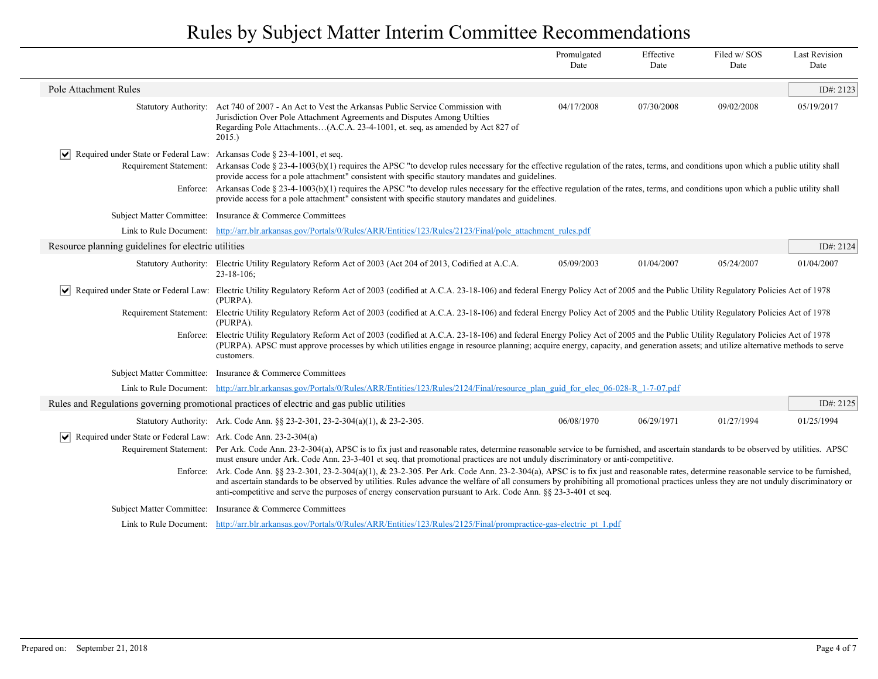# Rules by Subject Matter Interim Committee Recommendations

| | Promulgated Date | Effective Date | Filed w/ SOS Date | Last Revision Date |
|---|---|---|---|---|

## Pole Attachment Rules

ID#: 2123

| | Promulgated Date | Effective Date | Filed w/ SOS Date | Last Revision Date |
|---|---|---|---|---|
| Statutory Authority: Act 740 of 2007 - An Act to Vest the Arkansas Public Service Commission with Jurisdiction Over Pole Attachment Agreements and Disputes Among Utilties Regarding Pole Attachments…(A.C.A. 23-4-1001, et. seq, as amended by Act 827 of 2015.) | 04/17/2008 | 07/30/2008 | 09/02/2008 | 05/19/2017 |

☑ Required under State or Federal Law: Arkansas Code § 23-4-1001, et seq.

Requirement Statement: Arkansas Code § 23-4-1003(b)(1) requires the APSC "to develop rules necessary for the effective regulation of the rates, terms, and conditions upon which a public utility shall provide access for a pole attachment" consistent with specific stautory mandates and guidelines.

Enforce: Arkansas Code § 23-4-1003(b)(1) requires the APSC "to develop rules necessary for the effective regulation of the rates, terms, and conditions upon which a public utility shall provide access for a pole attachment" consistent with specific stautory mandates and guidelines.

Subject Matter Committee: Insurance & Commerce Committees

Link to Rule Document: http://arr.blr.arkansas.gov/Portals/0/Rules/ARR/Entities/123/Rules/2123/Final/pole_attachment_rules.pdf

## Resource planning guidelines for electric utilities

ID#: 2124

| | Promulgated Date | Effective Date | Filed w/ SOS Date | Last Revision Date |
|---|---|---|---|---|
| Statutory Authority: Electric Utility Regulatory Reform Act of 2003 (Act 204 of 2013, Codified at A.C.A. 23-18-106; | 05/09/2003 | 01/04/2007 | 05/24/2007 | 01/04/2007 |

☑ Required under State or Federal Law: Electric Utility Regulatory Reform Act of 2003 (codified at A.C.A. 23-18-106) and federal Energy Policy Act of 2005 and the Public Utility Regulatory Policies Act of 1978 (PURPA).

Requirement Statement: Electric Utility Regulatory Reform Act of 2003 (codified at A.C.A. 23-18-106) and federal Energy Policy Act of 2005 and the Public Utility Regulatory Policies Act of 1978 (PURPA).

Enforce: Electric Utility Regulatory Reform Act of 2003 (codified at A.C.A. 23-18-106) and federal Energy Policy Act of 2005 and the Public Utility Regulatory Policies Act of 1978 (PURPA). APSC must approve processes by which utilities engage in resource planning; acquire energy, capacity, and generation assets; and utilize alternative methods to serve customers.

Subject Matter Committee: Insurance & Commerce Committees

Link to Rule Document: http://arr.blr.arkansas.gov/Portals/0/Rules/ARR/Entities/123/Rules/2124/Final/resource_plan_guid_for_elec_06-028-R_1-7-07.pdf

## Rules and Regulations governing promotional practices of electric and gas public utilities

ID#: 2125

| | Promulgated Date | Effective Date | Filed w/ SOS Date | Last Revision Date |
|---|---|---|---|---|
| Statutory Authority: Ark. Code Ann. §§ 23-2-301, 23-2-304(a)(1), & 23-2-305. | 06/08/1970 | 06/29/1971 | 01/27/1994 | 01/25/1994 |

☑ Required under State or Federal Law: Ark. Code Ann. 23-2-304(a)

Requirement Statement: Per Ark. Code Ann. 23-2-304(a), APSC is to fix just and reasonable rates, determine reasonable service to be furnished, and ascertain standards to be observed by utilities. APSC must ensure under Ark. Code Ann. 23-3-401 et seq. that promotional practices are not unduly discriminatory or anti-competitive.

Enforce: Ark. Code Ann. §§ 23-2-301, 23-2-304(a)(1), & 23-2-305. Per Ark. Code Ann. 23-2-304(a), APSC is to fix just and reasonable rates, determine reasonable service to be furnished, and ascertain standards to be observed by utilities. Rules advance the welfare of all consumers by prohibiting all promotional practices unless they are not unduly discriminatory or anti-competitive and serve the purposes of energy conservation pursuant to Ark. Code Ann. §§ 23-3-401 et seq.

Subject Matter Committee: Insurance & Commerce Committees

Link to Rule Document: http://arr.blr.arkansas.gov/Portals/0/Rules/ARR/Entities/123/Rules/2125/Final/prompractice-gas-electric_pt_1.pdf

Prepared on: September 21, 2018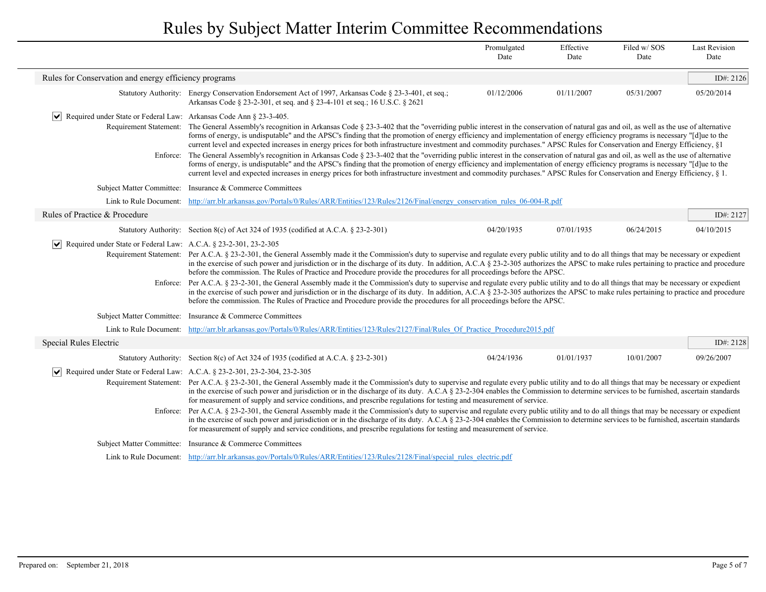# Rules by Subject Matter Interim Committee Recommendations

| | | Promulgated Date | Effective Date | Filed w/ SOS Date | Last Revision Date |
|---|---|---|---|---|---|

## Rules for Conservation and energy efficiency programs

ID#: 2126

| | | Promulgated Date | Effective Date | Filed w/ SOS Date | Last Revision Date |
|---|---|---|---|---|---|
| Statutory Authority: | Energy Conservation Endorsement Act of 1997, Arkansas Code § 23-3-401, et seq.; Arkansas Code § 23-2-301, et seq. and § 23-4-101 et seq.; 16 U.S.C. § 2621 | 01/12/2006 | 01/11/2007 | 05/31/2007 | 05/20/2014 |

☑ **Required under State or Federal Law:** Arkansas Code Ann § 23-3-405.

**Requirement Statement:** The General Assembly's recognition in Arkansas Code § 23-3-402 that the "overriding public interest in the conservation of natural gas and oil, as well as the use of alternative forms of energy, is undisputable" and the APSC's finding that the promotion of energy efficiency and implementation of energy efficiency programs is necessary "[d]ue to the current level and expected increases in energy prices for both infrastructure investment and commodity purchases." APSC Rules for Conservation and Energy Efficiency, §1

**Enforce:** The General Assembly's recognition in Arkansas Code § 23-3-402 that the "overriding public interest in the conservation of natural gas and oil, as well as the use of alternative forms of energy, is undisputable" and the APSC's finding that the promotion of energy efficiency and implementation of energy efficiency programs is necessary "[d]ue to the current level and expected increases in energy prices for both infrastructure investment and commodity purchases." APSC Rules for Conservation and Energy Efficiency, § 1.

**Subject Matter Committee:** Insurance & Commerce Committees

**Link to Rule Document:** http://arr.blr.arkansas.gov/Portals/0/Rules/ARR/Entities/123/Rules/2126/Final/energy_conservation_rules_06-004-R.pdf

## Rules of Practice & Procedure

ID#: 2127

| | | Promulgated Date | Effective Date | Filed w/ SOS Date | Last Revision Date |
|---|---|---|---|---|---|
| Statutory Authority: | Section 8(c) of Act 324 of 1935 (codified at A.C.A. § 23-2-301) | 04/20/1935 | 07/01/1935 | 06/24/2015 | 04/10/2015 |

☑ **Required under State or Federal Law:** A.C.A. § 23-2-301, 23-2-305

**Requirement Statement:** Per A.C.A. § 23-2-301, the General Assembly made it the Commission's duty to supervise and regulate every public utility and to do all things that may be necessary or expedient in the exercise of such power and jurisdiction or in the discharge of its duty. In addition, A.C.A § 23-2-305 authorizes the APSC to make rules pertaining to practice and procedure before the commission. The Rules of Practice and Procedure provide the procedures for all proceedings before the APSC.

**Enforce:** Per A.C.A. § 23-2-301, the General Assembly made it the Commission's duty to supervise and regulate every public utility and to do all things that may be necessary or expedient in the exercise of such power and jurisdiction or in the discharge of its duty. In addition, A.C.A § 23-2-305 authorizes the APSC to make rules pertaining to practice and procedure before the commission. The Rules of Practice and Procedure provide the procedures for all proceedings before the APSC.

**Subject Matter Committee:** Insurance & Commerce Committees

**Link to Rule Document:** http://arr.blr.arkansas.gov/Portals/0/Rules/ARR/Entities/123/Rules/2127/Final/Rules_Of_Practice_Procedure2015.pdf

## Special Rules Electric

ID#: 2128

| | | Promulgated Date | Effective Date | Filed w/ SOS Date | Last Revision Date |
|---|---|---|---|---|---|
| Statutory Authority: | Section 8(c) of Act 324 of 1935 (codified at A.C.A. § 23-2-301) | 04/24/1936 | 01/01/1937 | 10/01/2007 | 09/26/2007 |

☑ **Required under State or Federal Law:** A.C.A. § 23-2-301, 23-2-304, 23-2-305

**Requirement Statement:** Per A.C.A. § 23-2-301, the General Assembly made it the Commission's duty to supervise and regulate every public utility and to do all things that may be necessary or expedient in the exercise of such power and jurisdiction or in the discharge of its duty. A.C.A § 23-2-304 enables the Commission to determine services to be furnished, ascertain standards for measurement of supply and service conditions, and prescribe regulations for testing and measurement of service.

**Enforce:** Per A.C.A. § 23-2-301, the General Assembly made it the Commission's duty to supervise and regulate every public utility and to do all things that may be necessary or expedient in the exercise of such power and jurisdiction or in the discharge of its duty. A.C.A § 23-2-304 enables the Commission to determine services to be furnished, ascertain standards for measurement of supply and service conditions, and prescribe regulations for testing and measurement of service.

**Subject Matter Committee:** Insurance & Commerce Committees

**Link to Rule Document:** http://arr.blr.arkansas.gov/Portals/0/Rules/ARR/Entities/123/Rules/2128/Final/special_rules_electric.pdf

Prepared on: September 21, 2018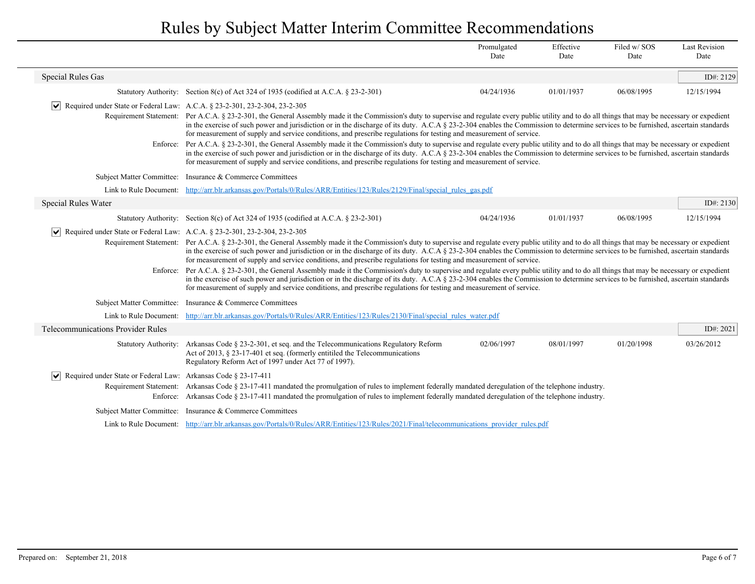# Rules by Subject Matter Interim Committee Recommendations

| | | Promulgated Date | Effective Date | Filed w/ SOS Date | Last Revision Date |
|---|---|---|---|---|---|

## Special Rules Gas

ID#: 2129

| | | Promulgated Date | Effective Date | Filed w/ SOS Date | Last Revision Date |
|---|---|---|---|---|---|
| Statutory Authority: | Section 8(c) of Act 324 of 1935 (codified at A.C.A. § 23-2-301) | 04/24/1936 | 01/01/1937 | 06/08/1995 | 12/15/1994 |

☑ Required under State or Federal Law: A.C.A. § 23-2-301, 23-2-304, 23-2-305

Requirement Statement: Per A.C.A. § 23-2-301, the General Assembly made it the Commission's duty to supervise and regulate every public utility and to do all things that may be necessary or expedient in the exercise of such power and jurisdiction or in the discharge of its duty. A.C.A § 23-2-304 enables the Commission to determine services to be furnished, ascertain standards for measurement of supply and service conditions, and prescribe regulations for testing and measurement of service.

Enforce: Per A.C.A. § 23-2-301, the General Assembly made it the Commission's duty to supervise and regulate every public utility and to do all things that may be necessary or expedient in the exercise of such power and jurisdiction or in the discharge of its duty. A.C.A § 23-2-304 enables the Commission to determine services to be furnished, ascertain standards for measurement of supply and service conditions, and prescribe regulations for testing and measurement of service.

Subject Matter Committee: Insurance & Commerce Committees

Link to Rule Document: http://arr.blr.arkansas.gov/Portals/0/Rules/ARR/Entities/123/Rules/2129/Final/special_rules_gas.pdf

## Special Rules Water

ID#: 2130

| | | Promulgated Date | Effective Date | Filed w/ SOS Date | Last Revision Date |
|---|---|---|---|---|---|
| Statutory Authority: | Section 8(c) of Act 324 of 1935 (codified at A.C.A. § 23-2-301) | 04/24/1936 | 01/01/1937 | 06/08/1995 | 12/15/1994 |

☑ Required under State or Federal Law: A.C.A. § 23-2-301, 23-2-304, 23-2-305

Requirement Statement: Per A.C.A. § 23-2-301, the General Assembly made it the Commission's duty to supervise and regulate every public utility and to do all things that may be necessary or expedient in the exercise of such power and jurisdiction or in the discharge of its duty. A.C.A § 23-2-304 enables the Commission to determine services to be furnished, ascertain standards for measurement of supply and service conditions, and prescribe regulations for testing and measurement of service.

Enforce: Per A.C.A. § 23-2-301, the General Assembly made it the Commission's duty to supervise and regulate every public utility and to do all things that may be necessary or expedient in the exercise of such power and jurisdiction or in the discharge of its duty. A.C.A § 23-2-304 enables the Commission to determine services to be furnished, ascertain standards for measurement of supply and service conditions, and prescribe regulations for testing and measurement of service.

Subject Matter Committee: Insurance & Commerce Committees

Link to Rule Document: http://arr.blr.arkansas.gov/Portals/0/Rules/ARR/Entities/123/Rules/2130/Final/special_rules_water.pdf

## Telecommunications Provider Rules

ID#: 2021

| | | Promulgated Date | Effective Date | Filed w/ SOS Date | Last Revision Date |
|---|---|---|---|---|---|
| Statutory Authority: | Arkansas Code § 23-2-301, et seq. and the Telecommunications Regulatory Reform Act of 2013, § 23-17-401 et seq. (formerly entitiled the Telecommunications Regulatory Reform Act of 1997 under Act 77 of 1997). | 02/06/1997 | 08/01/1997 | 01/20/1998 | 03/26/2012 |

☑ Required under State or Federal Law: Arkansas Code § 23-17-411

Requirement Statement: Arkansas Code § 23-17-411 mandated the promulgation of rules to implement federally mandated deregulation of the telephone industry.

Enforce: Arkansas Code § 23-17-411 mandated the promulgation of rules to implement federally mandated deregulation of the telephone industry.

Subject Matter Committee: Insurance & Commerce Committees

Link to Rule Document: http://arr.blr.arkansas.gov/Portals/0/Rules/ARR/Entities/123/Rules/2021/Final/telecommunications_provider_rules.pdf

Prepared on: September 21, 2018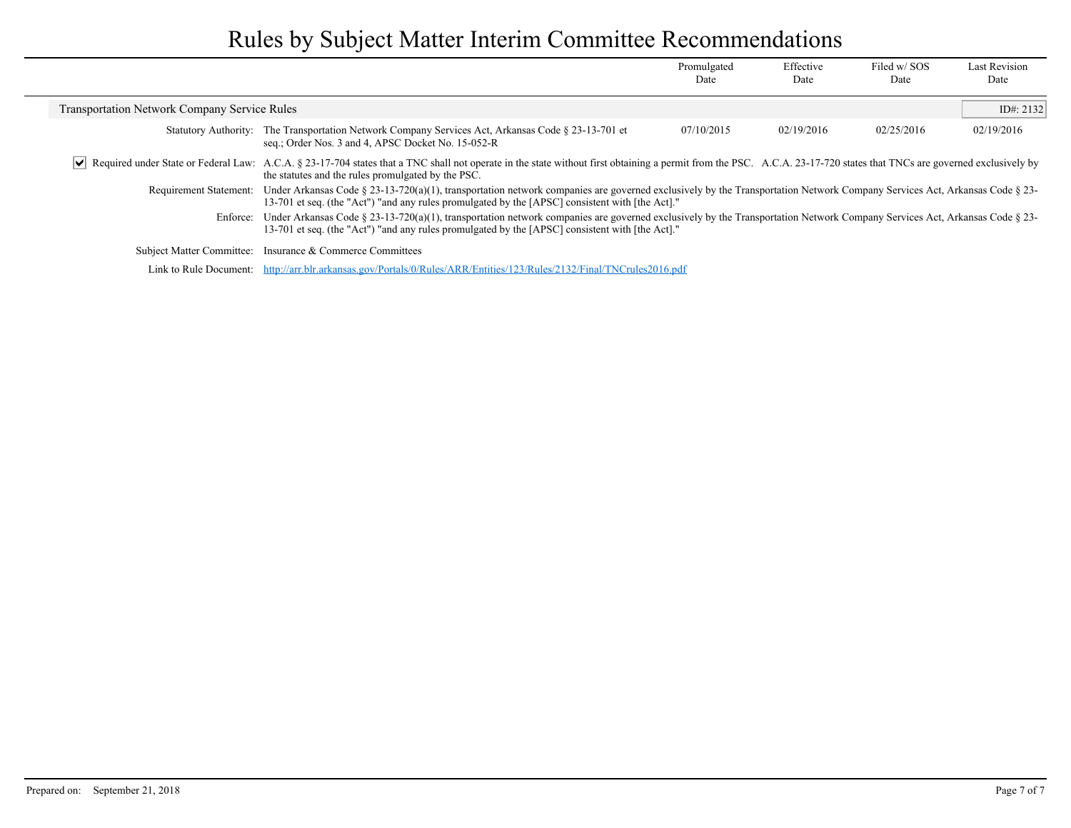# Rules by Subject Matter Interim Committee Recommendations

| | Promulgated Date | Effective Date | Filed w/ SOS Date | Last Revision Date |
|---|---|---|---|---|

**Transportation Network Company Service Rules** — ID#: 2132

| | | Promulgated Date | Effective Date | Filed w/ SOS Date | Last Revision Date |
|---|---|---|---|---|---|
| Statutory Authority: | The Transportation Network Company Services Act, Arkansas Code § 23-13-701 et seq.; Order Nos. 3 and 4, APSC Docket No. 15-052-R | 07/10/2015 | 02/19/2016 | 02/25/2016 | 02/19/2016 |

☑ Required under State or Federal Law: A.C.A. § 23-17-704 states that a TNC shall not operate in the state without first obtaining a permit from the PSC. A.C.A. 23-17-720 states that TNCs are governed exclusively by the statutes and the rules promulgated by the PSC.

Requirement Statement: Under Arkansas Code § 23-13-720(a)(1), transportation network companies are governed exclusively by the Transportation Network Company Services Act, Arkansas Code § 23-13-701 et seq. (the "Act") "and any rules promulgated by the [APSC] consistent with [the Act]."

Enforce: Under Arkansas Code § 23-13-720(a)(1), transportation network companies are governed exclusively by the Transportation Network Company Services Act, Arkansas Code § 23-13-701 et seq. (the "Act") "and any rules promulgated by the [APSC] consistent with [the Act]."

Subject Matter Committee: Insurance & Commerce Committees

Link to Rule Document: http://arr.blr.arkansas.gov/Portals/0/Rules/ARR/Entities/123/Rules/2132/Final/TNCrules2016.pdf

Prepared on: September 21, 2018